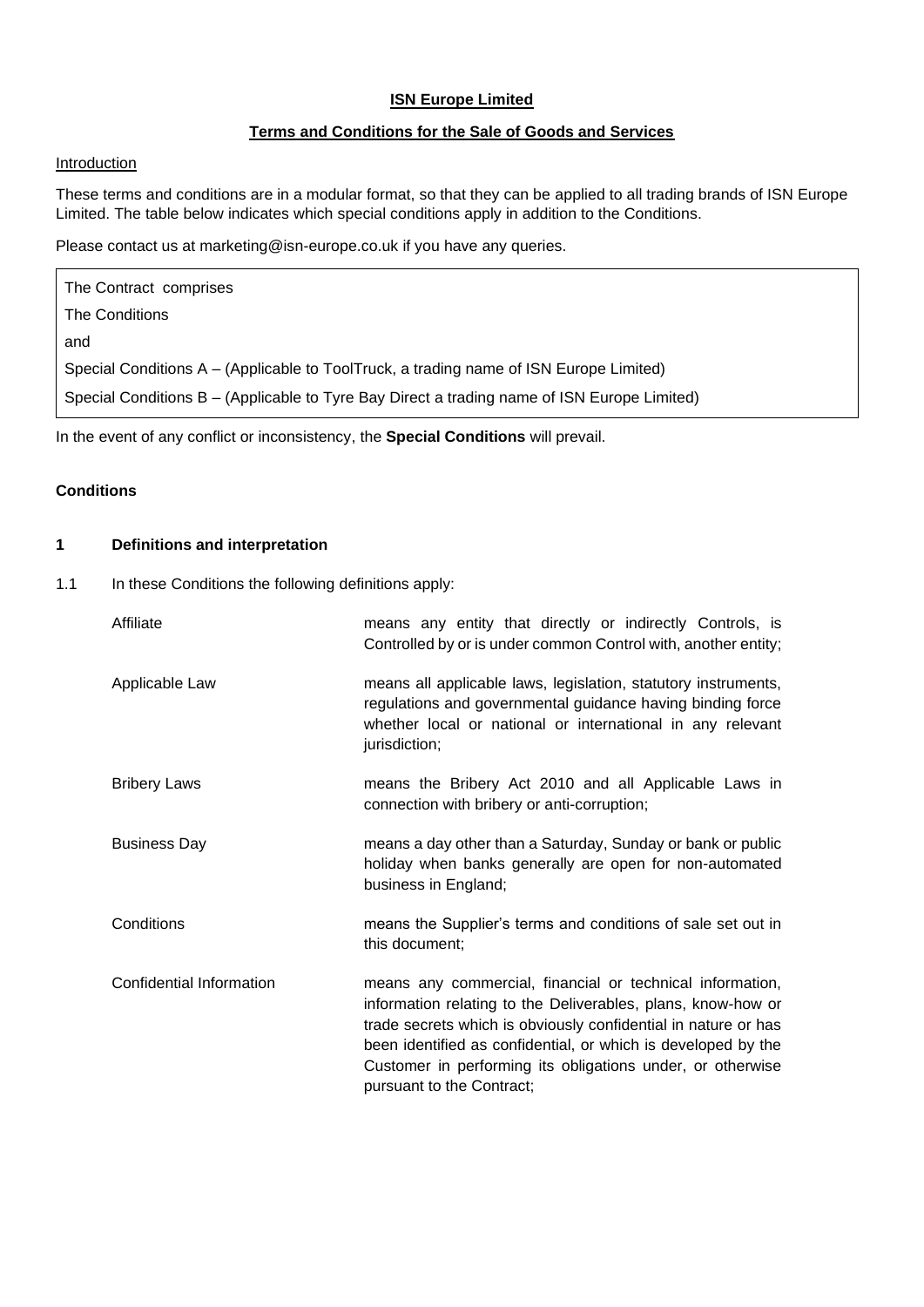**ISN Europe Limited**

**Terms and Conditions for the Sale of Goods and Services**

Introduction

These terms and conditions are in a modular format, so that they can be applied to all trading brands of ISN Europe Limited. The table below indicates which special conditions apply in addition to the Conditions.

Please contact us at marketing@isn-europe.co.uk if you have any queries.

| The Contract comprises |
| --- |
| The Conditions |
| and |
| Special Conditions A – (Applicable to ToolTruck, a trading name of ISN Europe Limited) |
| Special Conditions B – (Applicable to Tyre Bay Direct a trading name of ISN Europe Limited) |

In the event of any conflict or inconsistency, the **Special Conditions** will prevail.

**Conditions**

**1 Definitions and interpretation**

1.1 In these Conditions the following definitions apply:

| | |
| --- | --- |
| Affiliate | means any entity that directly or indirectly Controls, is Controlled by or is under common Control with, another entity; |
| Applicable Law | means all applicable laws, legislation, statutory instruments, regulations and governmental guidance having binding force whether local or national or international in any relevant jurisdiction; |
| Bribery Laws | means the Bribery Act 2010 and all Applicable Laws in connection with bribery or anti-corruption; |
| Business Day | means a day other than a Saturday, Sunday or bank or public holiday when banks generally are open for non-automated business in England; |
| Conditions | means the Supplier's terms and conditions of sale set out in this document; |
| Confidential Information | means any commercial, financial or technical information, information relating to the Deliverables, plans, know-how or trade secrets which is obviously confidential in nature or has been identified as confidential, or which is developed by the Customer in performing its obligations under, or otherwise pursuant to the Contract; |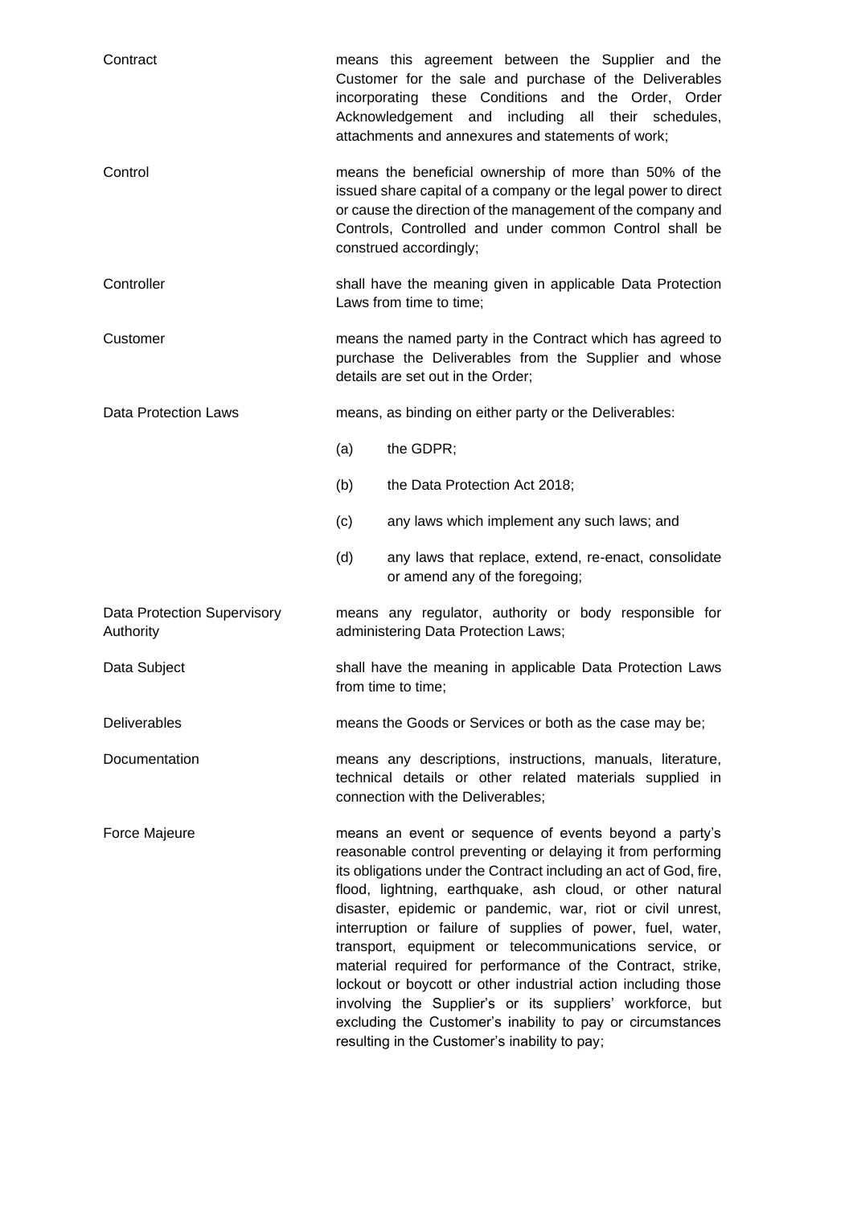| | |
|---|---|
| Contract | means this agreement between the Supplier and the Customer for the sale and purchase of the Deliverables incorporating these Conditions and the Order, Order Acknowledgement and including all their schedules, attachments and annexures and statements of work; |
| Control | means the beneficial ownership of more than 50% of the issued share capital of a company or the legal power to direct or cause the direction of the management of the company and Controls, Controlled and under common Control shall be construed accordingly; |
| Controller | shall have the meaning given in applicable Data Protection Laws from time to time; |
| Customer | means the named party in the Contract which has agreed to purchase the Deliverables from the Supplier and whose details are set out in the Order; |
| Data Protection Laws | means, as binding on either party or the Deliverables: (a) the GDPR; (b) the Data Protection Act 2018; (c) any laws which implement any such laws; and (d) any laws that replace, extend, re-enact, consolidate or amend any of the foregoing; |
| Data Protection Supervisory Authority | means any regulator, authority or body responsible for administering Data Protection Laws; |
| Data Subject | shall have the meaning in applicable Data Protection Laws from time to time; |
| Deliverables | means the Goods or Services or both as the case may be; |
| Documentation | means any descriptions, instructions, manuals, literature, technical details or other related materials supplied in connection with the Deliverables; |
| Force Majeure | means an event or sequence of events beyond a party's reasonable control preventing or delaying it from performing its obligations under the Contract including an act of God, fire, flood, lightning, earthquake, ash cloud, or other natural disaster, epidemic or pandemic, war, riot or civil unrest, interruption or failure of supplies of power, fuel, water, transport, equipment or telecommunications service, or material required for performance of the Contract, strike, lockout or boycott or other industrial action including those involving the Supplier's or its suppliers' workforce, but excluding the Customer's inability to pay or circumstances resulting in the Customer's inability to pay; |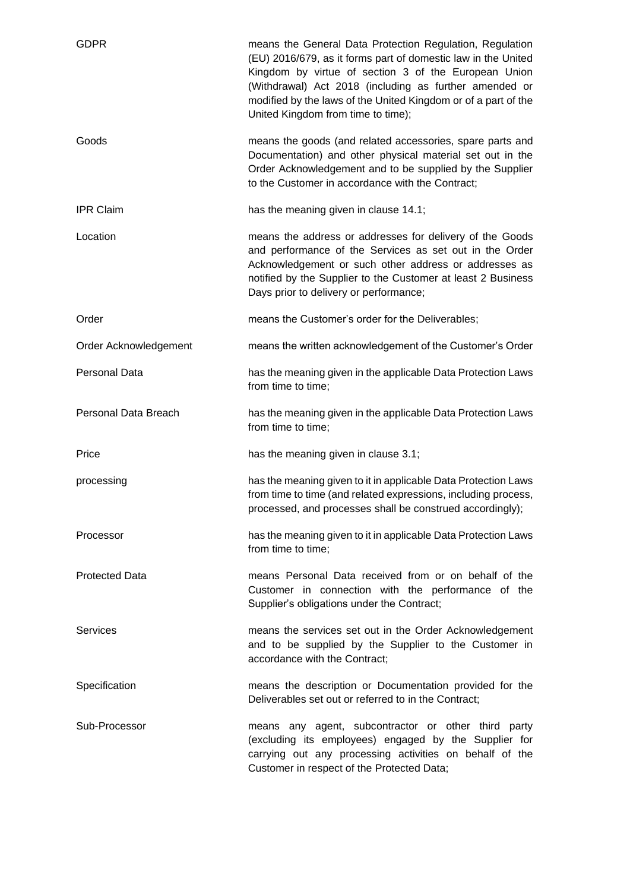| | |
|---|---|
| GDPR | means the General Data Protection Regulation, Regulation (EU) 2016/679, as it forms part of domestic law in the United Kingdom by virtue of section 3 of the European Union (Withdrawal) Act 2018 (including as further amended or modified by the laws of the United Kingdom or of a part of the United Kingdom from time to time); |
| Goods | means the goods (and related accessories, spare parts and Documentation) and other physical material set out in the Order Acknowledgement and to be supplied by the Supplier to the Customer in accordance with the Contract; |
| IPR Claim | has the meaning given in clause 14.1; |
| Location | means the address or addresses for delivery of the Goods and performance of the Services as set out in the Order Acknowledgement or such other address or addresses as notified by the Supplier to the Customer at least 2 Business Days prior to delivery or performance; |
| Order | means the Customer's order for the Deliverables; |
| Order Acknowledgement | means the written acknowledgement of the Customer's Order |
| Personal Data | has the meaning given in the applicable Data Protection Laws from time to time; |
| Personal Data Breach | has the meaning given in the applicable Data Protection Laws from time to time; |
| Price | has the meaning given in clause 3.1; |
| processing | has the meaning given to it in applicable Data Protection Laws from time to time (and related expressions, including process, processed, and processes shall be construed accordingly); |
| Processor | has the meaning given to it in applicable Data Protection Laws from time to time; |
| Protected Data | means Personal Data received from or on behalf of the Customer in connection with the performance of the Supplier's obligations under the Contract; |
| Services | means the services set out in the Order Acknowledgement and to be supplied by the Supplier to the Customer in accordance with the Contract; |
| Specification | means the description or Documentation provided for the Deliverables set out or referred to in the Contract; |
| Sub-Processor | means any agent, subcontractor or other third party (excluding its employees) engaged by the Supplier for carrying out any processing activities on behalf of the Customer in respect of the Protected Data; |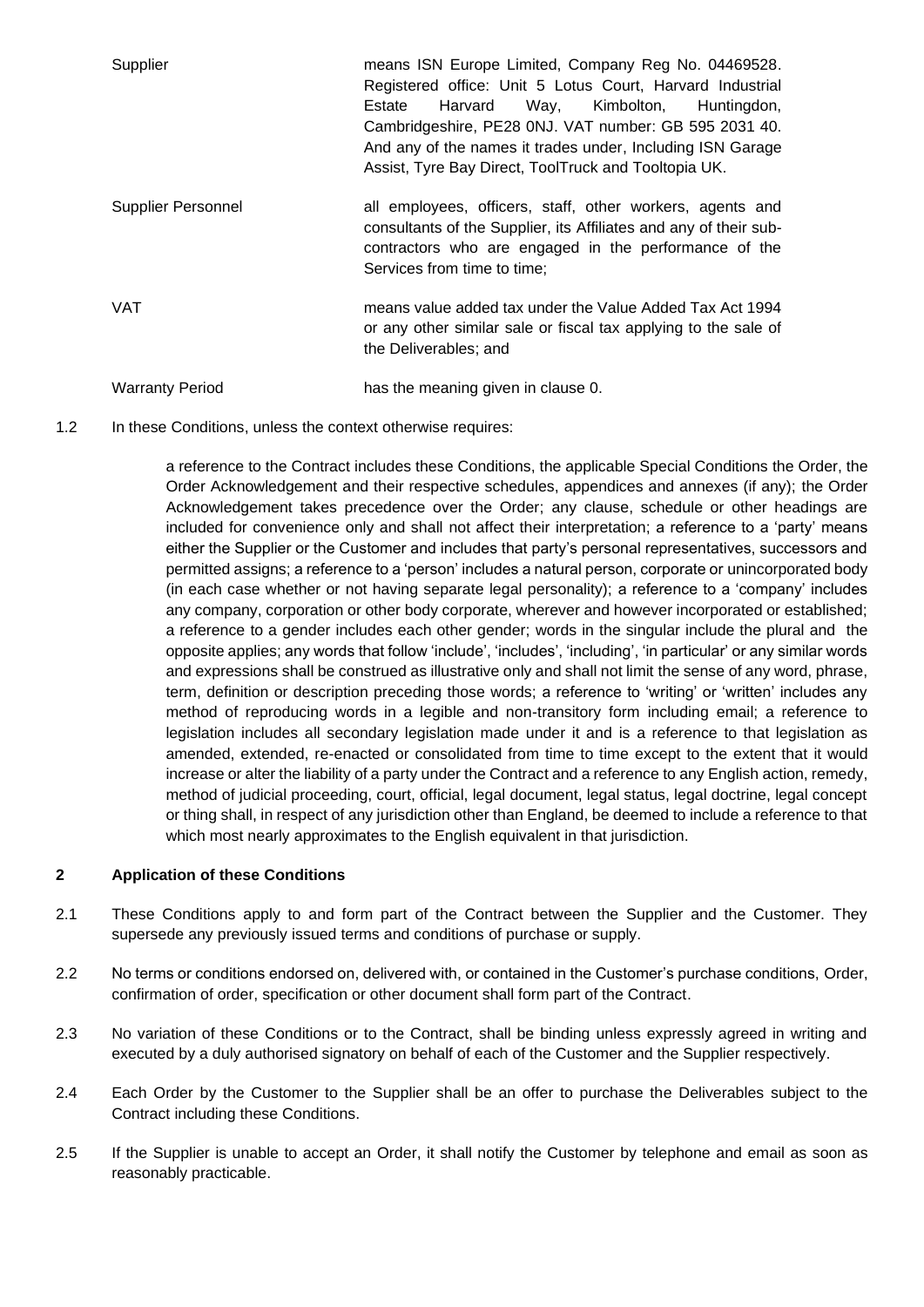| | |
|---|---|
| Supplier | means ISN Europe Limited, Company Reg No. 04469528. Registered office: Unit 5 Lotus Court, Harvard Industrial Estate Harvard Way, Kimbolton, Huntingdon, Cambridgeshire, PE28 0NJ. VAT number: GB 595 2031 40. And any of the names it trades under, Including ISN Garage Assist, Tyre Bay Direct, ToolTruck and Tooltopia UK. |
| Supplier Personnel | all employees, officers, staff, other workers, agents and consultants of the Supplier, its Affiliates and any of their sub-contractors who are engaged in the performance of the Services from time to time; |
| VAT | means value added tax under the Value Added Tax Act 1994 or any other similar sale or fiscal tax applying to the sale of the Deliverables; and |
| Warranty Period | has the meaning given in clause 0. |

1.2 In these Conditions, unless the context otherwise requires:

a reference to the Contract includes these Conditions, the applicable Special Conditions the Order, the Order Acknowledgement and their respective schedules, appendices and annexes (if any); the Order Acknowledgement takes precedence over the Order; any clause, schedule or other headings are included for convenience only and shall not affect their interpretation; a reference to a 'party' means either the Supplier or the Customer and includes that party's personal representatives, successors and permitted assigns; a reference to a 'person' includes a natural person, corporate or unincorporated body (in each case whether or not having separate legal personality); a reference to a 'company' includes any company, corporation or other body corporate, wherever and however incorporated or established; a reference to a gender includes each other gender; words in the singular include the plural and the opposite applies; any words that follow 'include', 'includes', 'including', 'in particular' or any similar words and expressions shall be construed as illustrative only and shall not limit the sense of any word, phrase, term, definition or description preceding those words; a reference to 'writing' or 'written' includes any method of reproducing words in a legible and non-transitory form including email; a reference to legislation includes all secondary legislation made under it and is a reference to that legislation as amended, extended, re-enacted or consolidated from time to time except to the extent that it would increase or alter the liability of a party under the Contract and a reference to any English action, remedy, method of judicial proceeding, court, official, legal document, legal status, legal doctrine, legal concept or thing shall, in respect of any jurisdiction other than England, be deemed to include a reference to that which most nearly approximates to the English equivalent in that jurisdiction.

## 2 Application of these Conditions

2.1 These Conditions apply to and form part of the Contract between the Supplier and the Customer. They supersede any previously issued terms and conditions of purchase or supply.

2.2 No terms or conditions endorsed on, delivered with, or contained in the Customer's purchase conditions, Order, confirmation of order, specification or other document shall form part of the Contract.

2.3 No variation of these Conditions or to the Contract, shall be binding unless expressly agreed in writing and executed by a duly authorised signatory on behalf of each of the Customer and the Supplier respectively.

2.4 Each Order by the Customer to the Supplier shall be an offer to purchase the Deliverables subject to the Contract including these Conditions.

2.5 If the Supplier is unable to accept an Order, it shall notify the Customer by telephone and email as soon as reasonably practicable.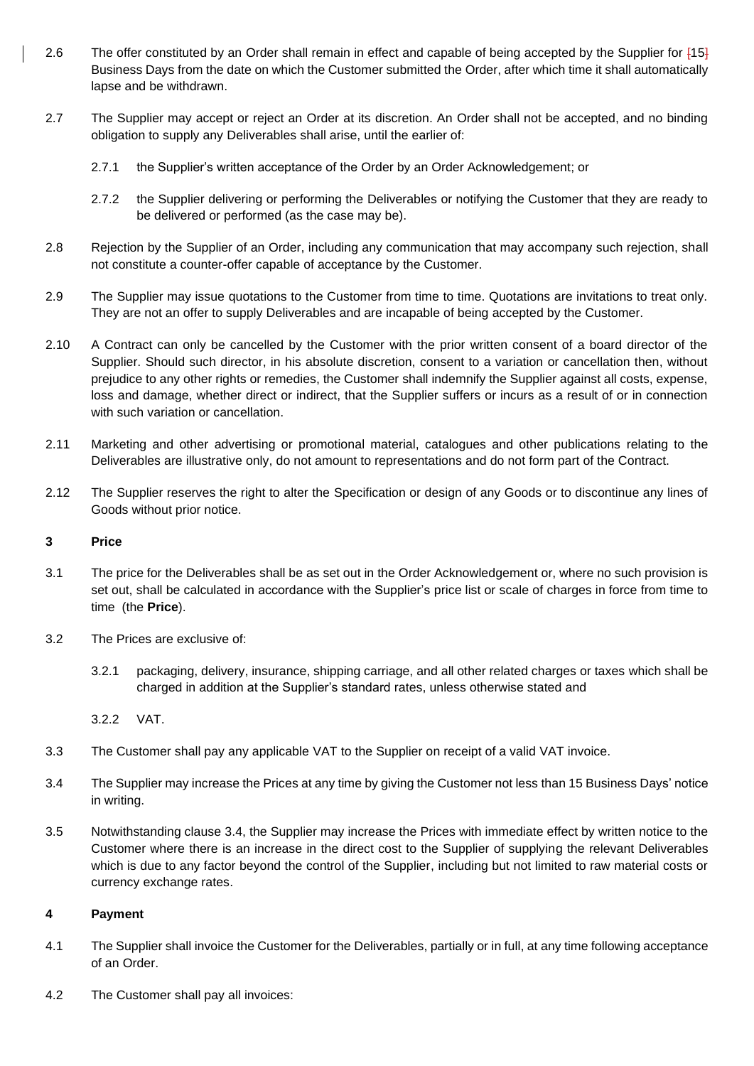2.6 The offer constituted by an Order shall remain in effect and capable of being accepted by the Supplier for [15] Business Days from the date on which the Customer submitted the Order, after which time it shall automatically lapse and be withdrawn.

2.7 The Supplier may accept or reject an Order at its discretion. An Order shall not be accepted, and no binding obligation to supply any Deliverables shall arise, until the earlier of:

2.7.1 the Supplier's written acceptance of the Order by an Order Acknowledgement; or

2.7.2 the Supplier delivering or performing the Deliverables or notifying the Customer that they are ready to be delivered or performed (as the case may be).

2.8 Rejection by the Supplier of an Order, including any communication that may accompany such rejection, shall not constitute a counter-offer capable of acceptance by the Customer.

2.9 The Supplier may issue quotations to the Customer from time to time. Quotations are invitations to treat only. They are not an offer to supply Deliverables and are incapable of being accepted by the Customer.

2.10 A Contract can only be cancelled by the Customer with the prior written consent of a board director of the Supplier. Should such director, in his absolute discretion, consent to a variation or cancellation then, without prejudice to any other rights or remedies, the Customer shall indemnify the Supplier against all costs, expense, loss and damage, whether direct or indirect, that the Supplier suffers or incurs as a result of or in connection with such variation or cancellation.

2.11 Marketing and other advertising or promotional material, catalogues and other publications relating to the Deliverables are illustrative only, do not amount to representations and do not form part of the Contract.

2.12 The Supplier reserves the right to alter the Specification or design of any Goods or to discontinue any lines of Goods without prior notice.

**3 Price**

3.1 The price for the Deliverables shall be as set out in the Order Acknowledgement or, where no such provision is set out, shall be calculated in accordance with the Supplier's price list or scale of charges in force from time to time (the **Price**).

3.2 The Prices are exclusive of:

3.2.1 packaging, delivery, insurance, shipping carriage, and all other related charges or taxes which shall be charged in addition at the Supplier's standard rates, unless otherwise stated and

3.2.2 VAT.

3.3 The Customer shall pay any applicable VAT to the Supplier on receipt of a valid VAT invoice.

3.4 The Supplier may increase the Prices at any time by giving the Customer not less than 15 Business Days' notice in writing.

3.5 Notwithstanding clause 3.4, the Supplier may increase the Prices with immediate effect by written notice to the Customer where there is an increase in the direct cost to the Supplier of supplying the relevant Deliverables which is due to any factor beyond the control of the Supplier, including but not limited to raw material costs or currency exchange rates.

**4 Payment**

4.1 The Supplier shall invoice the Customer for the Deliverables, partially or in full, at any time following acceptance of an Order.

4.2 The Customer shall pay all invoices: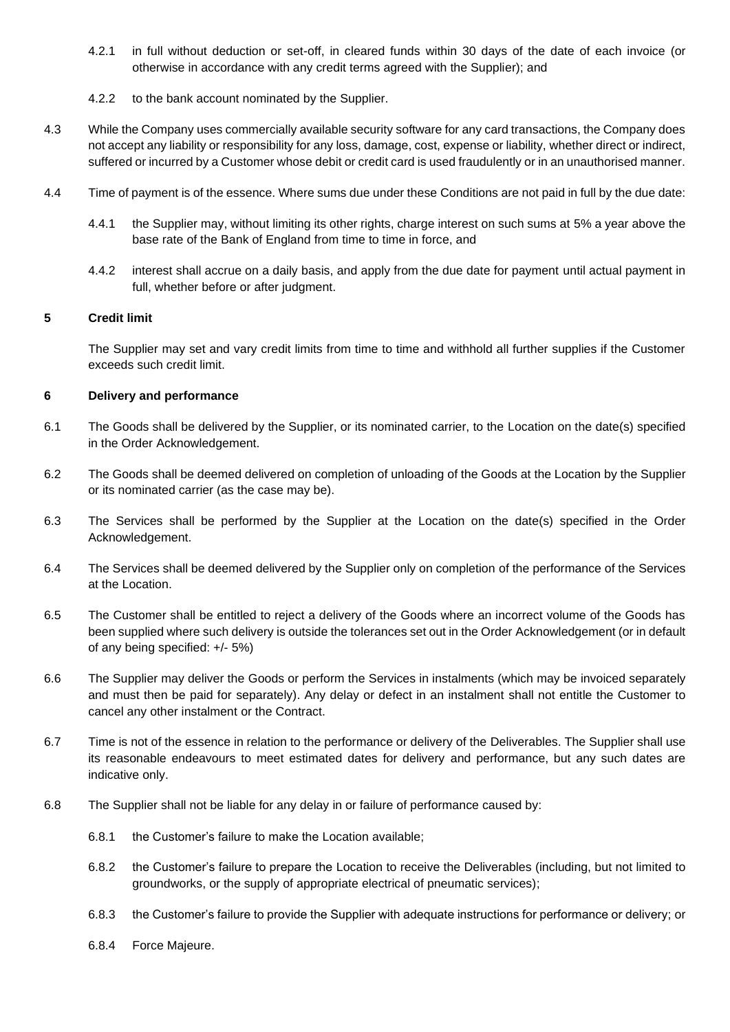4.2.1 in full without deduction or set-off, in cleared funds within 30 days of the date of each invoice (or otherwise in accordance with any credit terms agreed with the Supplier); and

4.2.2 to the bank account nominated by the Supplier.

4.3 While the Company uses commercially available security software for any card transactions, the Company does not accept any liability or responsibility for any loss, damage, cost, expense or liability, whether direct or indirect, suffered or incurred by a Customer whose debit or credit card is used fraudulently or in an unauthorised manner.

4.4 Time of payment is of the essence. Where sums due under these Conditions are not paid in full by the due date:

4.4.1 the Supplier may, without limiting its other rights, charge interest on such sums at 5% a year above the base rate of the Bank of England from time to time in force, and

4.4.2 interest shall accrue on a daily basis, and apply from the due date for payment until actual payment in full, whether before or after judgment.

## 5 Credit limit

The Supplier may set and vary credit limits from time to time and withhold all further supplies if the Customer exceeds such credit limit.

## 6 Delivery and performance

6.1 The Goods shall be delivered by the Supplier, or its nominated carrier, to the Location on the date(s) specified in the Order Acknowledgement.

6.2 The Goods shall be deemed delivered on completion of unloading of the Goods at the Location by the Supplier or its nominated carrier (as the case may be).

6.3 The Services shall be performed by the Supplier at the Location on the date(s) specified in the Order Acknowledgement.

6.4 The Services shall be deemed delivered by the Supplier only on completion of the performance of the Services at the Location.

6.5 The Customer shall be entitled to reject a delivery of the Goods where an incorrect volume of the Goods has been supplied where such delivery is outside the tolerances set out in the Order Acknowledgement (or in default of any being specified: +/- 5%)

6.6 The Supplier may deliver the Goods or perform the Services in instalments (which may be invoiced separately and must then be paid for separately). Any delay or defect in an instalment shall not entitle the Customer to cancel any other instalment or the Contract.

6.7 Time is not of the essence in relation to the performance or delivery of the Deliverables. The Supplier shall use its reasonable endeavours to meet estimated dates for delivery and performance, but any such dates are indicative only.

6.8 The Supplier shall not be liable for any delay in or failure of performance caused by:

6.8.1 the Customer's failure to make the Location available;

6.8.2 the Customer's failure to prepare the Location to receive the Deliverables (including, but not limited to groundworks, or the supply of appropriate electrical of pneumatic services);

6.8.3 the Customer's failure to provide the Supplier with adequate instructions for performance or delivery; or

6.8.4 Force Majeure.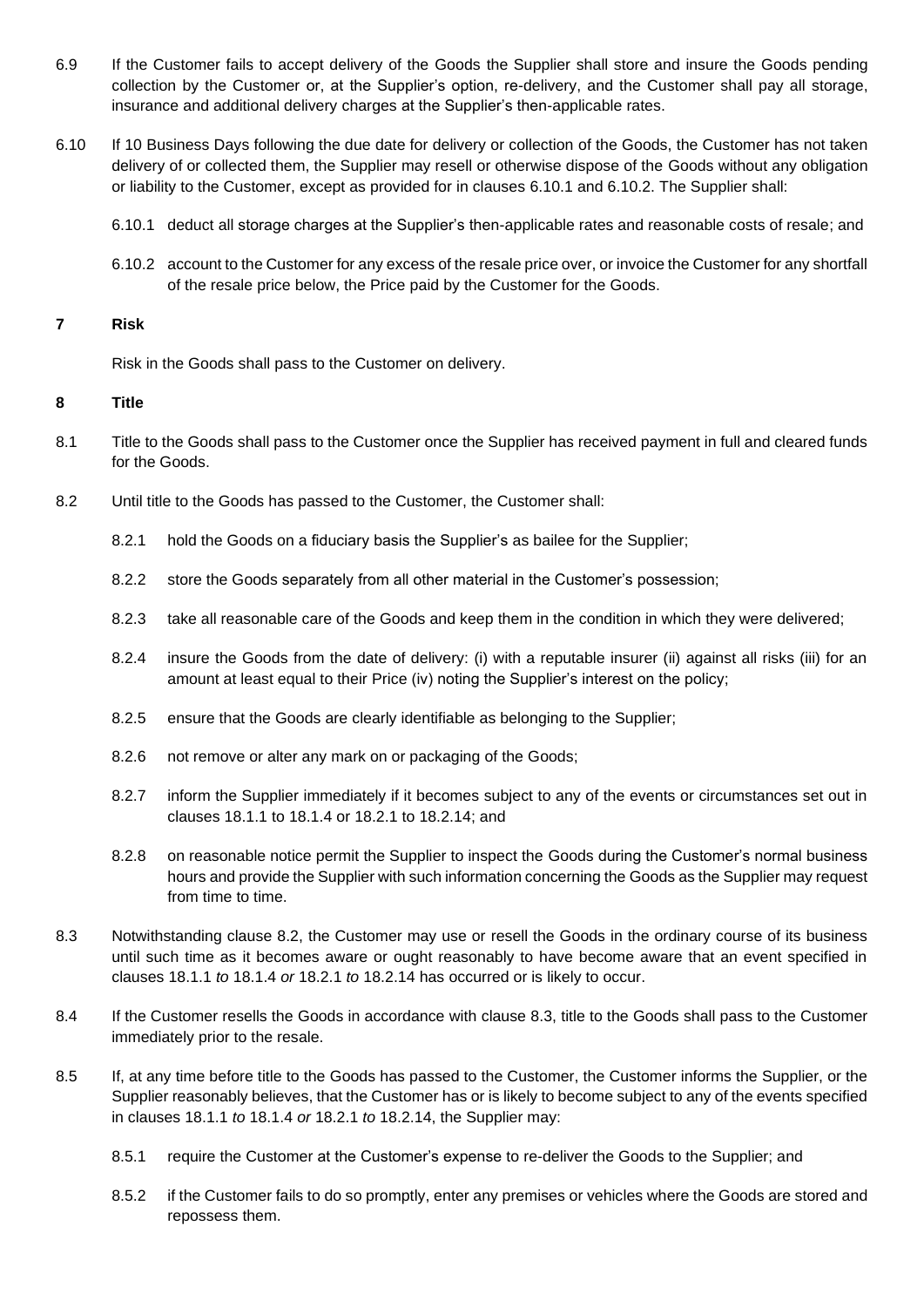6.9 If the Customer fails to accept delivery of the Goods the Supplier shall store and insure the Goods pending collection by the Customer or, at the Supplier's option, re-delivery, and the Customer shall pay all storage, insurance and additional delivery charges at the Supplier's then-applicable rates.

6.10 If 10 Business Days following the due date for delivery or collection of the Goods, the Customer has not taken delivery of or collected them, the Supplier may resell or otherwise dispose of the Goods without any obligation or liability to the Customer, except as provided for in clauses 6.10.1 and 6.10.2. The Supplier shall:

6.10.1 deduct all storage charges at the Supplier's then-applicable rates and reasonable costs of resale; and

6.10.2 account to the Customer for any excess of the resale price over, or invoice the Customer for any shortfall of the resale price below, the Price paid by the Customer for the Goods.

## 7 Risk

Risk in the Goods shall pass to the Customer on delivery.

## 8 Title

8.1 Title to the Goods shall pass to the Customer once the Supplier has received payment in full and cleared funds for the Goods.

8.2 Until title to the Goods has passed to the Customer, the Customer shall:

8.2.1 hold the Goods on a fiduciary basis the Supplier's as bailee for the Supplier;

8.2.2 store the Goods separately from all other material in the Customer's possession;

8.2.3 take all reasonable care of the Goods and keep them in the condition in which they were delivered;

8.2.4 insure the Goods from the date of delivery: (i) with a reputable insurer (ii) against all risks (iii) for an amount at least equal to their Price (iv) noting the Supplier's interest on the policy;

8.2.5 ensure that the Goods are clearly identifiable as belonging to the Supplier;

8.2.6 not remove or alter any mark on or packaging of the Goods;

8.2.7 inform the Supplier immediately if it becomes subject to any of the events or circumstances set out in clauses 18.1.1 to 18.1.4 or 18.2.1 to 18.2.14; and

8.2.8 on reasonable notice permit the Supplier to inspect the Goods during the Customer's normal business hours and provide the Supplier with such information concerning the Goods as the Supplier may request from time to time.

8.3 Notwithstanding clause 8.2, the Customer may use or resell the Goods in the ordinary course of its business until such time as it becomes aware or ought reasonably to have become aware that an event specified in clauses 18.1.1 *to* 18.1.4 *or* 18.2.1 *to* 18.2.14 has occurred or is likely to occur.

8.4 If the Customer resells the Goods in accordance with clause 8.3, title to the Goods shall pass to the Customer immediately prior to the resale.

8.5 If, at any time before title to the Goods has passed to the Customer, the Customer informs the Supplier, or the Supplier reasonably believes, that the Customer has or is likely to become subject to any of the events specified in clauses 18.1.1 *to* 18.1.4 *or* 18.2.1 *to* 18.2.14, the Supplier may:

8.5.1 require the Customer at the Customer's expense to re-deliver the Goods to the Supplier; and

8.5.2 if the Customer fails to do so promptly, enter any premises or vehicles where the Goods are stored and repossess them.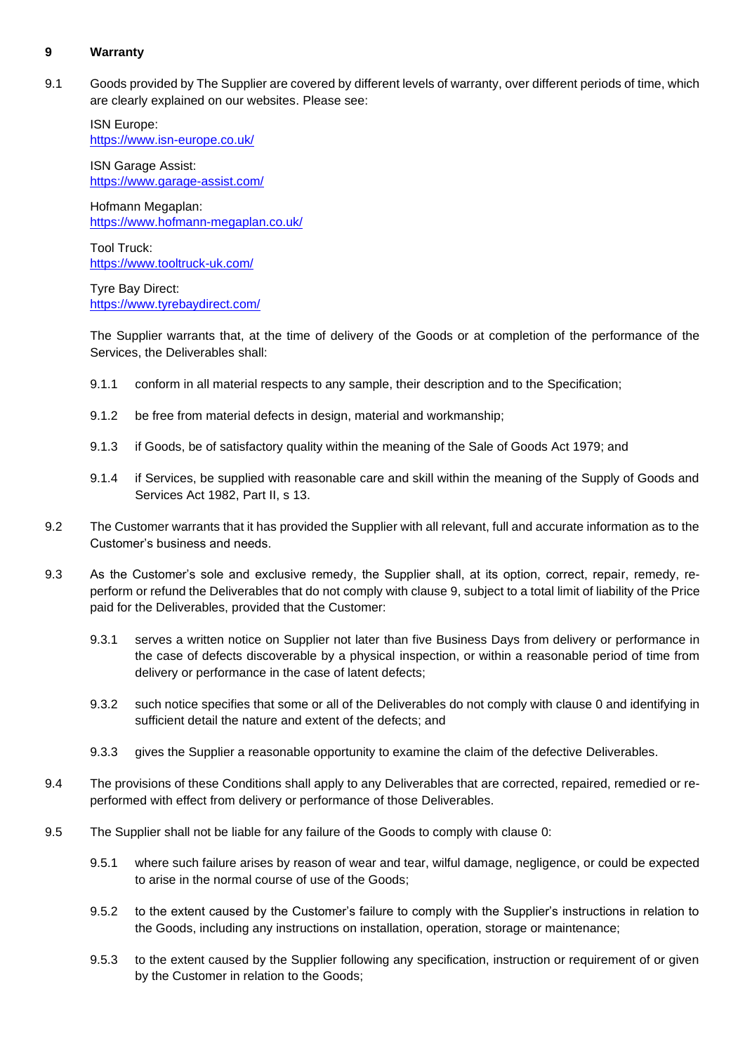## 9 Warranty

9.1 Goods provided by The Supplier are covered by different levels of warranty, over different periods of time, which are clearly explained on our websites. Please see:

ISN Europe:
https://www.isn-europe.co.uk/

ISN Garage Assist:
https://www.garage-assist.com/

Hofmann Megaplan:
https://www.hofmann-megaplan.co.uk/

Tool Truck:
https://www.tooltruck-uk.com/

Tyre Bay Direct:
https://www.tyrebaydirect.com/

The Supplier warrants that, at the time of delivery of the Goods or at completion of the performance of the Services, the Deliverables shall:

9.1.1 conform in all material respects to any sample, their description and to the Specification;

9.1.2 be free from material defects in design, material and workmanship;

9.1.3 if Goods, be of satisfactory quality within the meaning of the Sale of Goods Act 1979; and

9.1.4 if Services, be supplied with reasonable care and skill within the meaning of the Supply of Goods and Services Act 1982, Part II, s 13.

9.2 The Customer warrants that it has provided the Supplier with all relevant, full and accurate information as to the Customer's business and needs.

9.3 As the Customer's sole and exclusive remedy, the Supplier shall, at its option, correct, repair, remedy, re-perform or refund the Deliverables that do not comply with clause 9, subject to a total limit of liability of the Price paid for the Deliverables, provided that the Customer:

9.3.1 serves a written notice on Supplier not later than five Business Days from delivery or performance in the case of defects discoverable by a physical inspection, or within a reasonable period of time from delivery or performance in the case of latent defects;

9.3.2 such notice specifies that some or all of the Deliverables do not comply with clause 0 and identifying in sufficient detail the nature and extent of the defects; and

9.3.3 gives the Supplier a reasonable opportunity to examine the claim of the defective Deliverables.

9.4 The provisions of these Conditions shall apply to any Deliverables that are corrected, repaired, remedied or re-performed with effect from delivery or performance of those Deliverables.

9.5 The Supplier shall not be liable for any failure of the Goods to comply with clause 0:

9.5.1 where such failure arises by reason of wear and tear, wilful damage, negligence, or could be expected to arise in the normal course of use of the Goods;

9.5.2 to the extent caused by the Customer's failure to comply with the Supplier's instructions in relation to the Goods, including any instructions on installation, operation, storage or maintenance;

9.5.3 to the extent caused by the Supplier following any specification, instruction or requirement of or given by the Customer in relation to the Goods;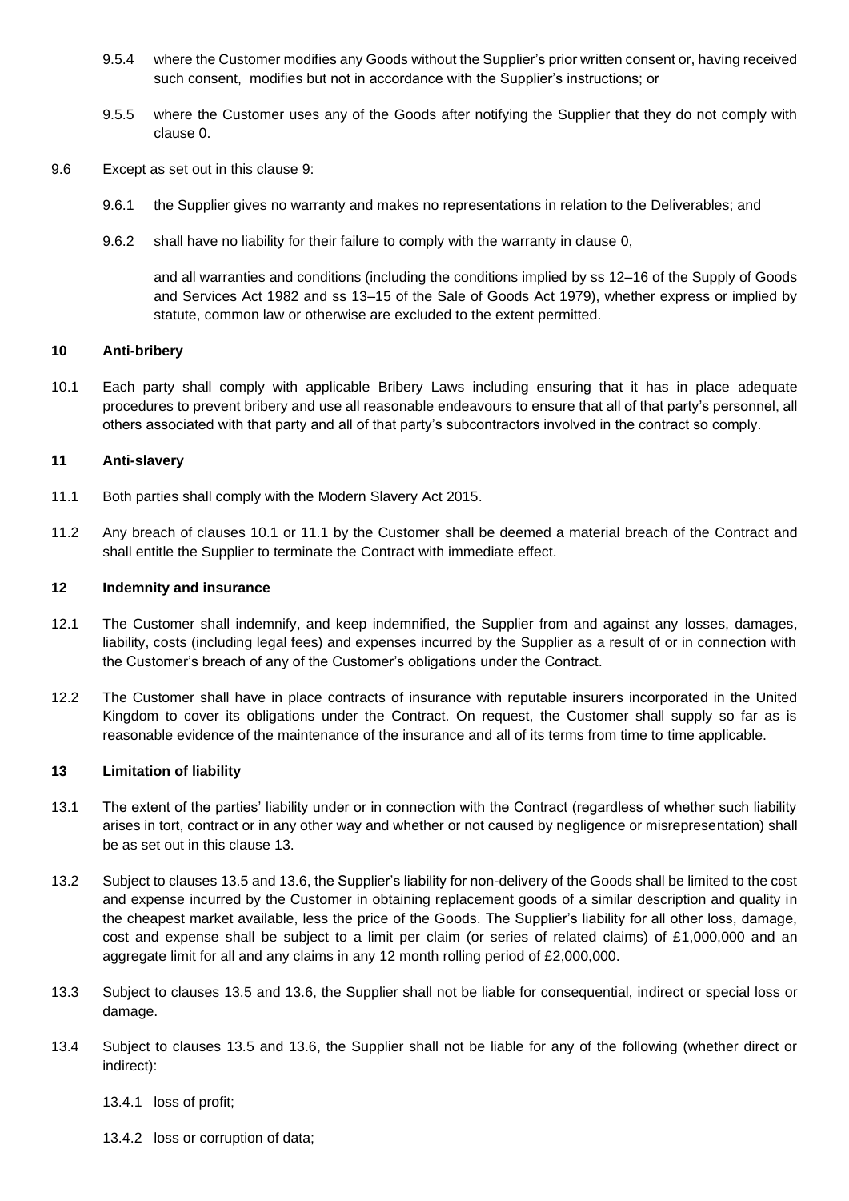9.5.4 where the Customer modifies any Goods without the Supplier's prior written consent or, having received such consent, modifies but not in accordance with the Supplier's instructions; or

9.5.5 where the Customer uses any of the Goods after notifying the Supplier that they do not comply with clause 0.

9.6 Except as set out in this clause 9:

9.6.1 the Supplier gives no warranty and makes no representations in relation to the Deliverables; and

9.6.2 shall have no liability for their failure to comply with the warranty in clause 0,

and all warranties and conditions (including the conditions implied by ss 12–16 of the Supply of Goods and Services Act 1982 and ss 13–15 of the Sale of Goods Act 1979), whether express or implied by statute, common law or otherwise are excluded to the extent permitted.

## 10 Anti-bribery

10.1 Each party shall comply with applicable Bribery Laws including ensuring that it has in place adequate procedures to prevent bribery and use all reasonable endeavours to ensure that all of that party's personnel, all others associated with that party and all of that party's subcontractors involved in the contract so comply.

## 11 Anti-slavery

11.1 Both parties shall comply with the Modern Slavery Act 2015.

11.2 Any breach of clauses 10.1 or 11.1 by the Customer shall be deemed a material breach of the Contract and shall entitle the Supplier to terminate the Contract with immediate effect.

## 12 Indemnity and insurance

12.1 The Customer shall indemnify, and keep indemnified, the Supplier from and against any losses, damages, liability, costs (including legal fees) and expenses incurred by the Supplier as a result of or in connection with the Customer's breach of any of the Customer's obligations under the Contract.

12.2 The Customer shall have in place contracts of insurance with reputable insurers incorporated in the United Kingdom to cover its obligations under the Contract. On request, the Customer shall supply so far as is reasonable evidence of the maintenance of the insurance and all of its terms from time to time applicable.

## 13 Limitation of liability

13.1 The extent of the parties' liability under or in connection with the Contract (regardless of whether such liability arises in tort, contract or in any other way and whether or not caused by negligence or misrepresentation) shall be as set out in this clause 13.

13.2 Subject to clauses 13.5 and 13.6, the Supplier's liability for non-delivery of the Goods shall be limited to the cost and expense incurred by the Customer in obtaining replacement goods of a similar description and quality in the cheapest market available, less the price of the Goods. The Supplier's liability for all other loss, damage, cost and expense shall be subject to a limit per claim (or series of related claims) of £1,000,000 and an aggregate limit for all and any claims in any 12 month rolling period of £2,000,000.

13.3 Subject to clauses 13.5 and 13.6, the Supplier shall not be liable for consequential, indirect or special loss or damage.

13.4 Subject to clauses 13.5 and 13.6, the Supplier shall not be liable for any of the following (whether direct or indirect):

13.4.1 loss of profit;

13.4.2 loss or corruption of data;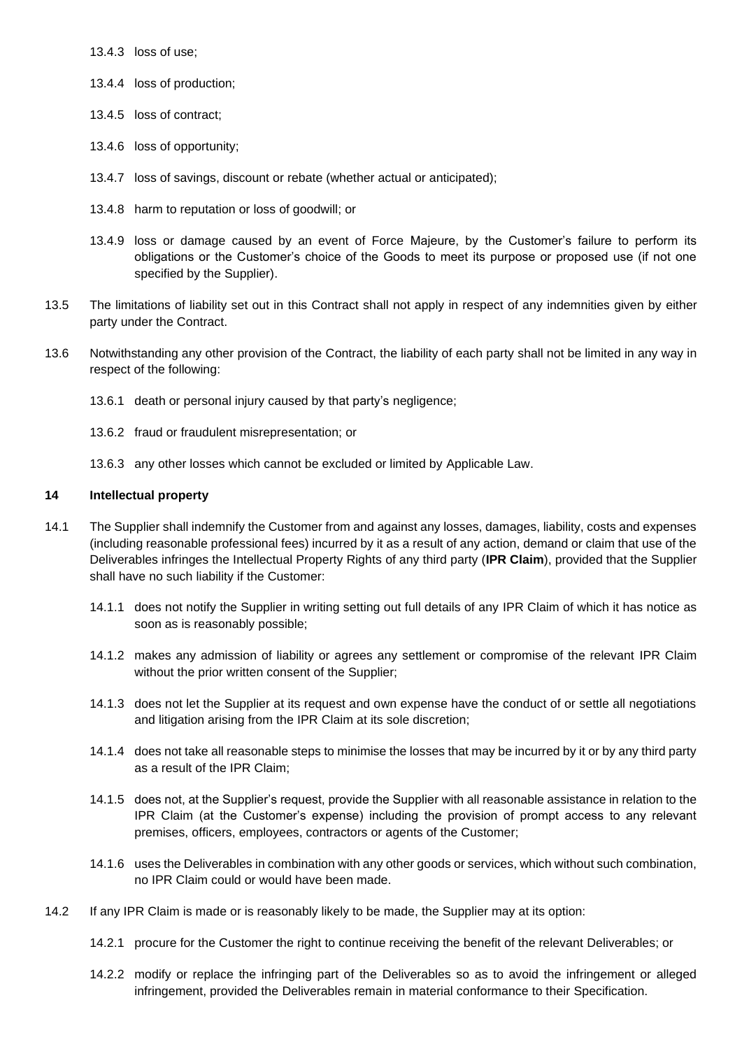13.4.3 loss of use;

13.4.4 loss of production;

13.4.5 loss of contract;

13.4.6 loss of opportunity;

13.4.7 loss of savings, discount or rebate (whether actual or anticipated);

13.4.8 harm to reputation or loss of goodwill; or

13.4.9 loss or damage caused by an event of Force Majeure, by the Customer's failure to perform its obligations or the Customer's choice of the Goods to meet its purpose or proposed use (if not one specified by the Supplier).

13.5 The limitations of liability set out in this Contract shall not apply in respect of any indemnities given by either party under the Contract.

13.6 Notwithstanding any other provision of the Contract, the liability of each party shall not be limited in any way in respect of the following:

13.6.1 death or personal injury caused by that party's negligence;

13.6.2 fraud or fraudulent misrepresentation; or

13.6.3 any other losses which cannot be excluded or limited by Applicable Law.

## 14 Intellectual property

14.1 The Supplier shall indemnify the Customer from and against any losses, damages, liability, costs and expenses (including reasonable professional fees) incurred by it as a result of any action, demand or claim that use of the Deliverables infringes the Intellectual Property Rights of any third party (**IPR Claim**), provided that the Supplier shall have no such liability if the Customer:

14.1.1 does not notify the Supplier in writing setting out full details of any IPR Claim of which it has notice as soon as is reasonably possible;

14.1.2 makes any admission of liability or agrees any settlement or compromise of the relevant IPR Claim without the prior written consent of the Supplier;

14.1.3 does not let the Supplier at its request and own expense have the conduct of or settle all negotiations and litigation arising from the IPR Claim at its sole discretion;

14.1.4 does not take all reasonable steps to minimise the losses that may be incurred by it or by any third party as a result of the IPR Claim;

14.1.5 does not, at the Supplier's request, provide the Supplier with all reasonable assistance in relation to the IPR Claim (at the Customer's expense) including the provision of prompt access to any relevant premises, officers, employees, contractors or agents of the Customer;

14.1.6 uses the Deliverables in combination with any other goods or services, which without such combination, no IPR Claim could or would have been made.

14.2 If any IPR Claim is made or is reasonably likely to be made, the Supplier may at its option:

14.2.1 procure for the Customer the right to continue receiving the benefit of the relevant Deliverables; or

14.2.2 modify or replace the infringing part of the Deliverables so as to avoid the infringement or alleged infringement, provided the Deliverables remain in material conformance to their Specification.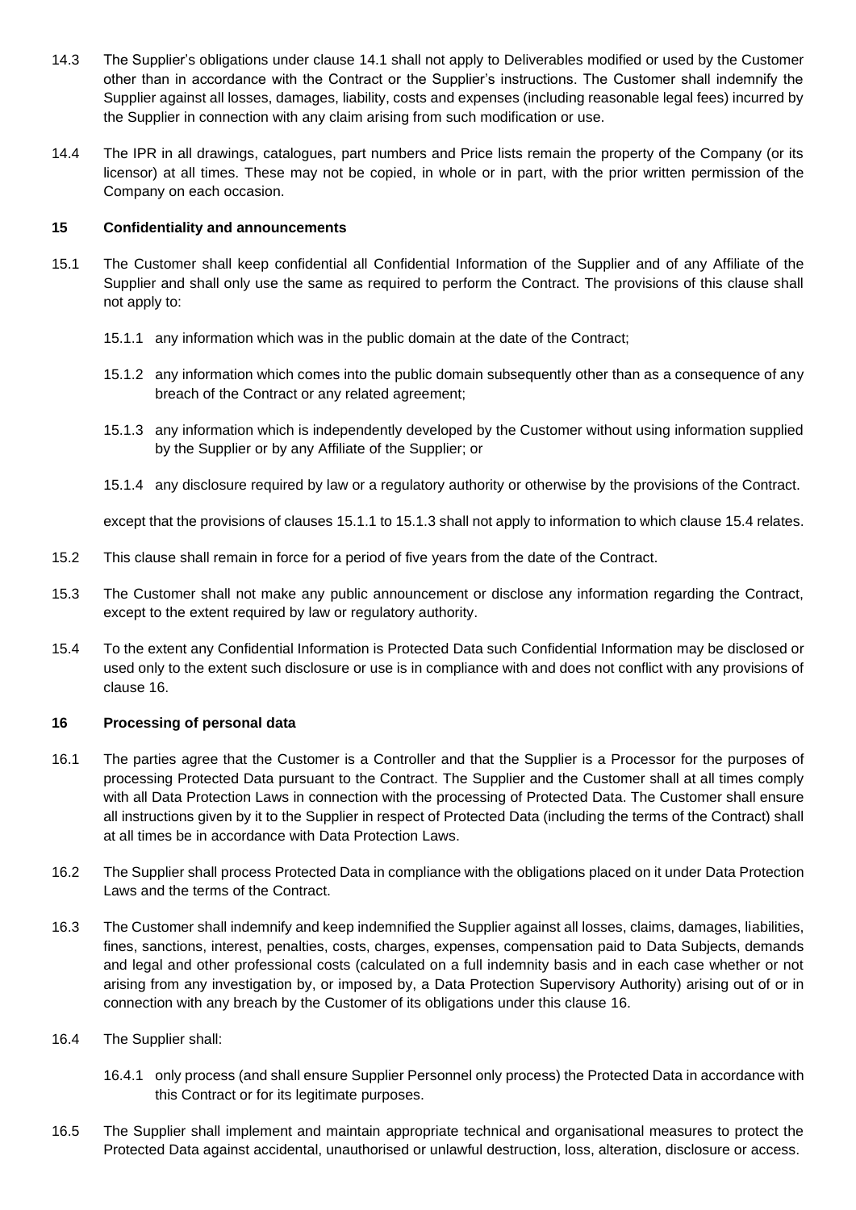14.3 The Supplier's obligations under clause 14.1 shall not apply to Deliverables modified or used by the Customer other than in accordance with the Contract or the Supplier's instructions. The Customer shall indemnify the Supplier against all losses, damages, liability, costs and expenses (including reasonable legal fees) incurred by the Supplier in connection with any claim arising from such modification or use.

14.4 The IPR in all drawings, catalogues, part numbers and Price lists remain the property of the Company (or its licensor) at all times. These may not be copied, in whole or in part, with the prior written permission of the Company on each occasion.

## 15 Confidentiality and announcements

15.1 The Customer shall keep confidential all Confidential Information of the Supplier and of any Affiliate of the Supplier and shall only use the same as required to perform the Contract. The provisions of this clause shall not apply to:

15.1.1 any information which was in the public domain at the date of the Contract;

15.1.2 any information which comes into the public domain subsequently other than as a consequence of any breach of the Contract or any related agreement;

15.1.3 any information which is independently developed by the Customer without using information supplied by the Supplier or by any Affiliate of the Supplier; or

15.1.4 any disclosure required by law or a regulatory authority or otherwise by the provisions of the Contract.

except that the provisions of clauses 15.1.1 to 15.1.3 shall not apply to information to which clause 15.4 relates.

15.2 This clause shall remain in force for a period of five years from the date of the Contract.

15.3 The Customer shall not make any public announcement or disclose any information regarding the Contract, except to the extent required by law or regulatory authority.

15.4 To the extent any Confidential Information is Protected Data such Confidential Information may be disclosed or used only to the extent such disclosure or use is in compliance with and does not conflict with any provisions of clause 16.

## 16 Processing of personal data

16.1 The parties agree that the Customer is a Controller and that the Supplier is a Processor for the purposes of processing Protected Data pursuant to the Contract. The Supplier and the Customer shall at all times comply with all Data Protection Laws in connection with the processing of Protected Data. The Customer shall ensure all instructions given by it to the Supplier in respect of Protected Data (including the terms of the Contract) shall at all times be in accordance with Data Protection Laws.

16.2 The Supplier shall process Protected Data in compliance with the obligations placed on it under Data Protection Laws and the terms of the Contract.

16.3 The Customer shall indemnify and keep indemnified the Supplier against all losses, claims, damages, liabilities, fines, sanctions, interest, penalties, costs, charges, expenses, compensation paid to Data Subjects, demands and legal and other professional costs (calculated on a full indemnity basis and in each case whether or not arising from any investigation by, or imposed by, a Data Protection Supervisory Authority) arising out of or in connection with any breach by the Customer of its obligations under this clause 16.

16.4 The Supplier shall:

16.4.1 only process (and shall ensure Supplier Personnel only process) the Protected Data in accordance with this Contract or for its legitimate purposes.

16.5 The Supplier shall implement and maintain appropriate technical and organisational measures to protect the Protected Data against accidental, unauthorised or unlawful destruction, loss, alteration, disclosure or access.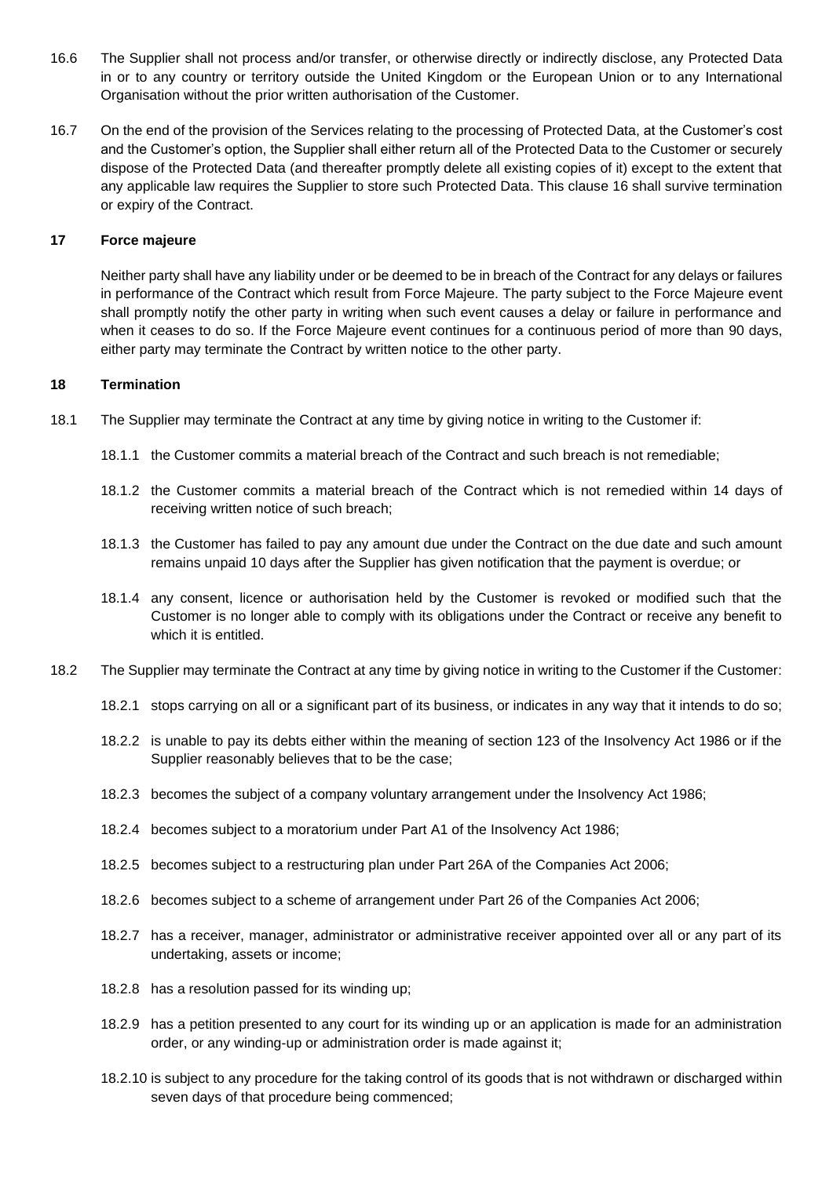16.6 The Supplier shall not process and/or transfer, or otherwise directly or indirectly disclose, any Protected Data in or to any country or territory outside the United Kingdom or the European Union or to any International Organisation without the prior written authorisation of the Customer.

16.7 On the end of the provision of the Services relating to the processing of Protected Data, at the Customer's cost and the Customer's option, the Supplier shall either return all of the Protected Data to the Customer or securely dispose of the Protected Data (and thereafter promptly delete all existing copies of it) except to the extent that any applicable law requires the Supplier to store such Protected Data. This clause 16 shall survive termination or expiry of the Contract.

**17 Force majeure**

Neither party shall have any liability under or be deemed to be in breach of the Contract for any delays or failures in performance of the Contract which result from Force Majeure. The party subject to the Force Majeure event shall promptly notify the other party in writing when such event causes a delay or failure in performance and when it ceases to do so. If the Force Majeure event continues for a continuous period of more than 90 days, either party may terminate the Contract by written notice to the other party.

**18 Termination**

18.1 The Supplier may terminate the Contract at any time by giving notice in writing to the Customer if:

18.1.1 the Customer commits a material breach of the Contract and such breach is not remediable;

18.1.2 the Customer commits a material breach of the Contract which is not remedied within 14 days of receiving written notice of such breach;

18.1.3 the Customer has failed to pay any amount due under the Contract on the due date and such amount remains unpaid 10 days after the Supplier has given notification that the payment is overdue; or

18.1.4 any consent, licence or authorisation held by the Customer is revoked or modified such that the Customer is no longer able to comply with its obligations under the Contract or receive any benefit to which it is entitled.

18.2 The Supplier may terminate the Contract at any time by giving notice in writing to the Customer if the Customer:

18.2.1 stops carrying on all or a significant part of its business, or indicates in any way that it intends to do so;

18.2.2 is unable to pay its debts either within the meaning of section 123 of the Insolvency Act 1986 or if the Supplier reasonably believes that to be the case;

18.2.3 becomes the subject of a company voluntary arrangement under the Insolvency Act 1986;

18.2.4 becomes subject to a moratorium under Part A1 of the Insolvency Act 1986;

18.2.5 becomes subject to a restructuring plan under Part 26A of the Companies Act 2006;

18.2.6 becomes subject to a scheme of arrangement under Part 26 of the Companies Act 2006;

18.2.7 has a receiver, manager, administrator or administrative receiver appointed over all or any part of its undertaking, assets or income;

18.2.8 has a resolution passed for its winding up;

18.2.9 has a petition presented to any court for its winding up or an application is made for an administration order, or any winding-up or administration order is made against it;

18.2.10 is subject to any procedure for the taking control of its goods that is not withdrawn or discharged within seven days of that procedure being commenced;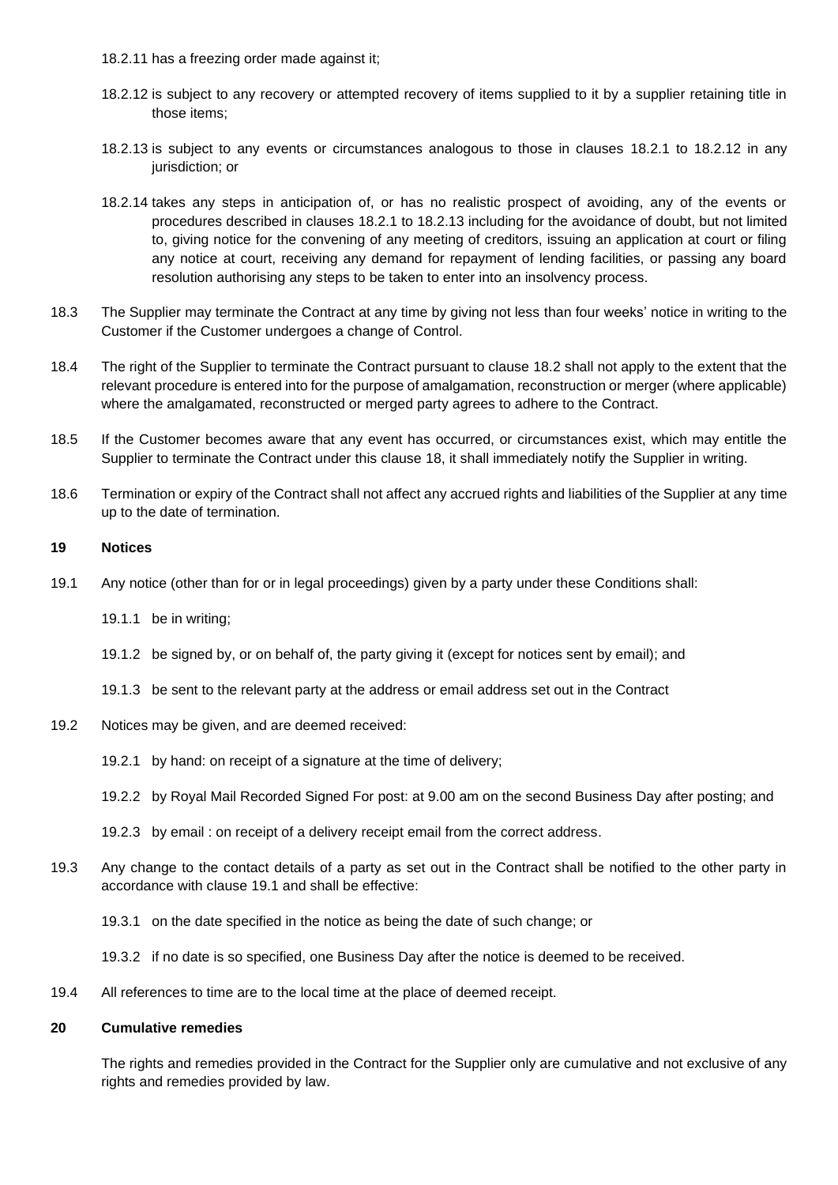18.2.11 has a freezing order made against it;

18.2.12 is subject to any recovery or attempted recovery of items supplied to it by a supplier retaining title in those items;

18.2.13 is subject to any events or circumstances analogous to those in clauses 18.2.1 to 18.2.12 in any jurisdiction; or

18.2.14 takes any steps in anticipation of, or has no realistic prospect of avoiding, any of the events or procedures described in clauses 18.2.1 to 18.2.13 including for the avoidance of doubt, but not limited to, giving notice for the convening of any meeting of creditors, issuing an application at court or filing any notice at court, receiving any demand for repayment of lending facilities, or passing any board resolution authorising any steps to be taken to enter into an insolvency process.

18.3 The Supplier may terminate the Contract at any time by giving not less than four weeks' notice in writing to the Customer if the Customer undergoes a change of Control.

18.4 The right of the Supplier to terminate the Contract pursuant to clause 18.2 shall not apply to the extent that the relevant procedure is entered into for the purpose of amalgamation, reconstruction or merger (where applicable) where the amalgamated, reconstructed or merged party agrees to adhere to the Contract.

18.5 If the Customer becomes aware that any event has occurred, or circumstances exist, which may entitle the Supplier to terminate the Contract under this clause 18, it shall immediately notify the Supplier in writing.

18.6 Termination or expiry of the Contract shall not affect any accrued rights and liabilities of the Supplier at any time up to the date of termination.

**19 Notices**

19.1 Any notice (other than for or in legal proceedings) given by a party under these Conditions shall:

19.1.1 be in writing;

19.1.2 be signed by, or on behalf of, the party giving it (except for notices sent by email); and

19.1.3 be sent to the relevant party at the address or email address set out in the Contract

19.2 Notices may be given, and are deemed received:

19.2.1 by hand: on receipt of a signature at the time of delivery;

19.2.2 by Royal Mail Recorded Signed For post: at 9.00 am on the second Business Day after posting; and

19.2.3 by email : on receipt of a delivery receipt email from the correct address.

19.3 Any change to the contact details of a party as set out in the Contract shall be notified to the other party in accordance with clause 19.1 and shall be effective:

19.3.1 on the date specified in the notice as being the date of such change; or

19.3.2 if no date is so specified, one Business Day after the notice is deemed to be received.

19.4 All references to time are to the local time at the place of deemed receipt.

**20 Cumulative remedies**

The rights and remedies provided in the Contract for the Supplier only are cumulative and not exclusive of any rights and remedies provided by law.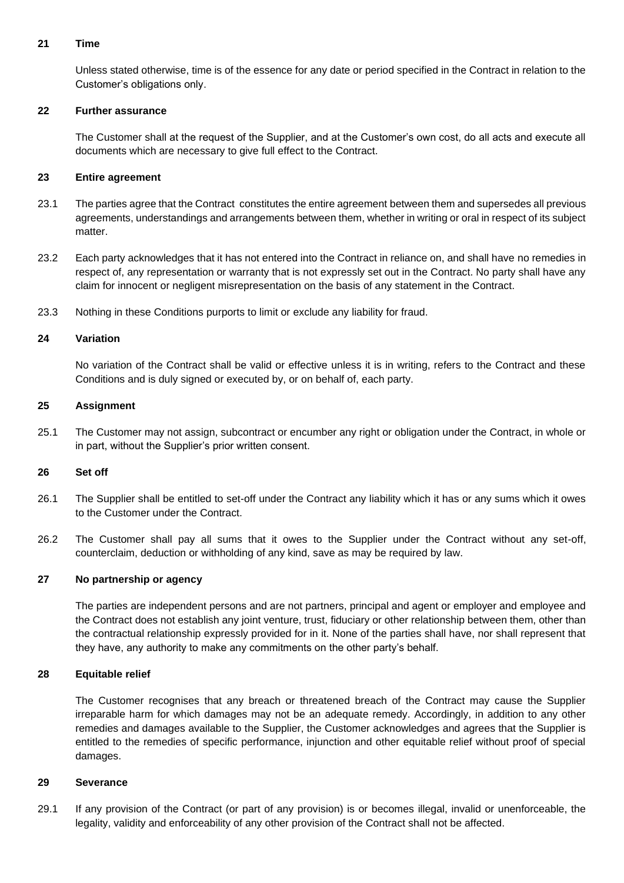## 21 Time

Unless stated otherwise, time is of the essence for any date or period specified in the Contract in relation to the Customer's obligations only.

## 22 Further assurance

The Customer shall at the request of the Supplier, and at the Customer's own cost, do all acts and execute all documents which are necessary to give full effect to the Contract.

## 23 Entire agreement

23.1 The parties agree that the Contract constitutes the entire agreement between them and supersedes all previous agreements, understandings and arrangements between them, whether in writing or oral in respect of its subject matter.

23.2 Each party acknowledges that it has not entered into the Contract in reliance on, and shall have no remedies in respect of, any representation or warranty that is not expressly set out in the Contract. No party shall have any claim for innocent or negligent misrepresentation on the basis of any statement in the Contract.

23.3 Nothing in these Conditions purports to limit or exclude any liability for fraud.

## 24 Variation

No variation of the Contract shall be valid or effective unless it is in writing, refers to the Contract and these Conditions and is duly signed or executed by, or on behalf of, each party.

## 25 Assignment

25.1 The Customer may not assign, subcontract or encumber any right or obligation under the Contract, in whole or in part, without the Supplier's prior written consent.

## 26 Set off

26.1 The Supplier shall be entitled to set-off under the Contract any liability which it has or any sums which it owes to the Customer under the Contract.

26.2 The Customer shall pay all sums that it owes to the Supplier under the Contract without any set-off, counterclaim, deduction or withholding of any kind, save as may be required by law.

## 27 No partnership or agency

The parties are independent persons and are not partners, principal and agent or employer and employee and the Contract does not establish any joint venture, trust, fiduciary or other relationship between them, other than the contractual relationship expressly provided for in it. None of the parties shall have, nor shall represent that they have, any authority to make any commitments on the other party's behalf.

## 28 Equitable relief

The Customer recognises that any breach or threatened breach of the Contract may cause the Supplier irreparable harm for which damages may not be an adequate remedy. Accordingly, in addition to any other remedies and damages available to the Supplier, the Customer acknowledges and agrees that the Supplier is entitled to the remedies of specific performance, injunction and other equitable relief without proof of special damages.

## 29 Severance

29.1 If any provision of the Contract (or part of any provision) is or becomes illegal, invalid or unenforceable, the legality, validity and enforceability of any other provision of the Contract shall not be affected.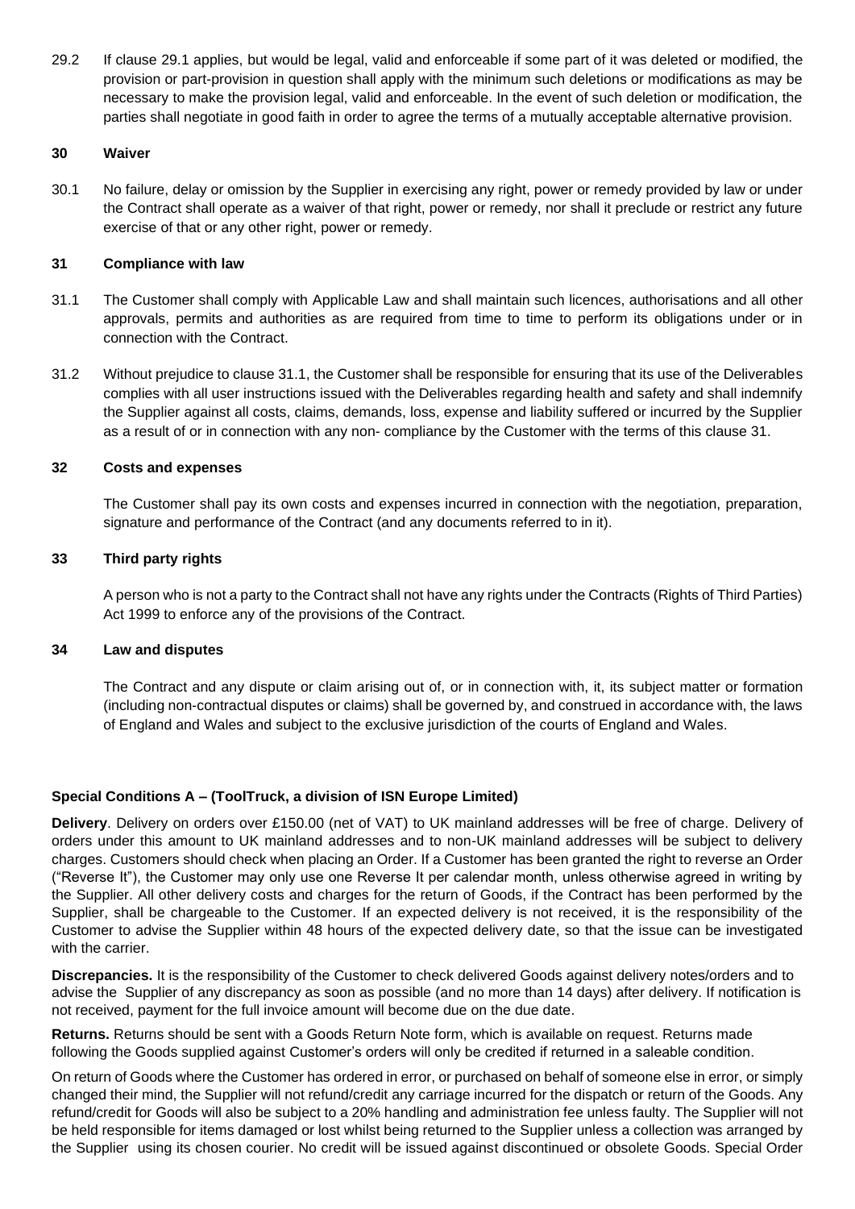29.2 If clause 29.1 applies, but would be legal, valid and enforceable if some part of it was deleted or modified, the provision or part-provision in question shall apply with the minimum such deletions or modifications as may be necessary to make the provision legal, valid and enforceable. In the event of such deletion or modification, the parties shall negotiate in good faith in order to agree the terms of a mutually acceptable alternative provision.

## 30 Waiver

30.1 No failure, delay or omission by the Supplier in exercising any right, power or remedy provided by law or under the Contract shall operate as a waiver of that right, power or remedy, nor shall it preclude or restrict any future exercise of that or any other right, power or remedy.

## 31 Compliance with law

31.1 The Customer shall comply with Applicable Law and shall maintain such licences, authorisations and all other approvals, permits and authorities as are required from time to time to perform its obligations under or in connection with the Contract.

31.2 Without prejudice to clause 31.1, the Customer shall be responsible for ensuring that its use of the Deliverables complies with all user instructions issued with the Deliverables regarding health and safety and shall indemnify the Supplier against all costs, claims, demands, loss, expense and liability suffered or incurred by the Supplier as a result of or in connection with any non- compliance by the Customer with the terms of this clause 31.

## 32 Costs and expenses

The Customer shall pay its own costs and expenses incurred in connection with the negotiation, preparation, signature and performance of the Contract (and any documents referred to in it).

## 33 Third party rights

A person who is not a party to the Contract shall not have any rights under the Contracts (Rights of Third Parties) Act 1999 to enforce any of the provisions of the Contract.

## 34 Law and disputes

The Contract and any dispute or claim arising out of, or in connection with, it, its subject matter or formation (including non-contractual disputes or claims) shall be governed by, and construed in accordance with, the laws of England and Wales and subject to the exclusive jurisdiction of the courts of England and Wales.

## Special Conditions A – (ToolTruck, a division of ISN Europe Limited)

**Delivery**. Delivery on orders over £150.00 (net of VAT) to UK mainland addresses will be free of charge. Delivery of orders under this amount to UK mainland addresses and to non-UK mainland addresses will be subject to delivery charges. Customers should check when placing an Order. If a Customer has been granted the right to reverse an Order ("Reverse It"), the Customer may only use one Reverse It per calendar month, unless otherwise agreed in writing by the Supplier. All other delivery costs and charges for the return of Goods, if the Contract has been performed by the Supplier, shall be chargeable to the Customer. If an expected delivery is not received, it is the responsibility of the Customer to advise the Supplier within 48 hours of the expected delivery date, so that the issue can be investigated with the carrier.

**Discrepancies.** It is the responsibility of the Customer to check delivered Goods against delivery notes/orders and to advise the Supplier of any discrepancy as soon as possible (and no more than 14 days) after delivery. If notification is not received, payment for the full invoice amount will become due on the due date.

**Returns.** Returns should be sent with a Goods Return Note form, which is available on request. Returns made following the Goods supplied against Customer's orders will only be credited if returned in a saleable condition.

On return of Goods where the Customer has ordered in error, or purchased on behalf of someone else in error, or simply changed their mind, the Supplier will not refund/credit any carriage incurred for the dispatch or return of the Goods. Any refund/credit for Goods will also be subject to a 20% handling and administration fee unless faulty. The Supplier will not be held responsible for items damaged or lost whilst being returned to the Supplier unless a collection was arranged by the Supplier using its chosen courier. No credit will be issued against discontinued or obsolete Goods. Special Order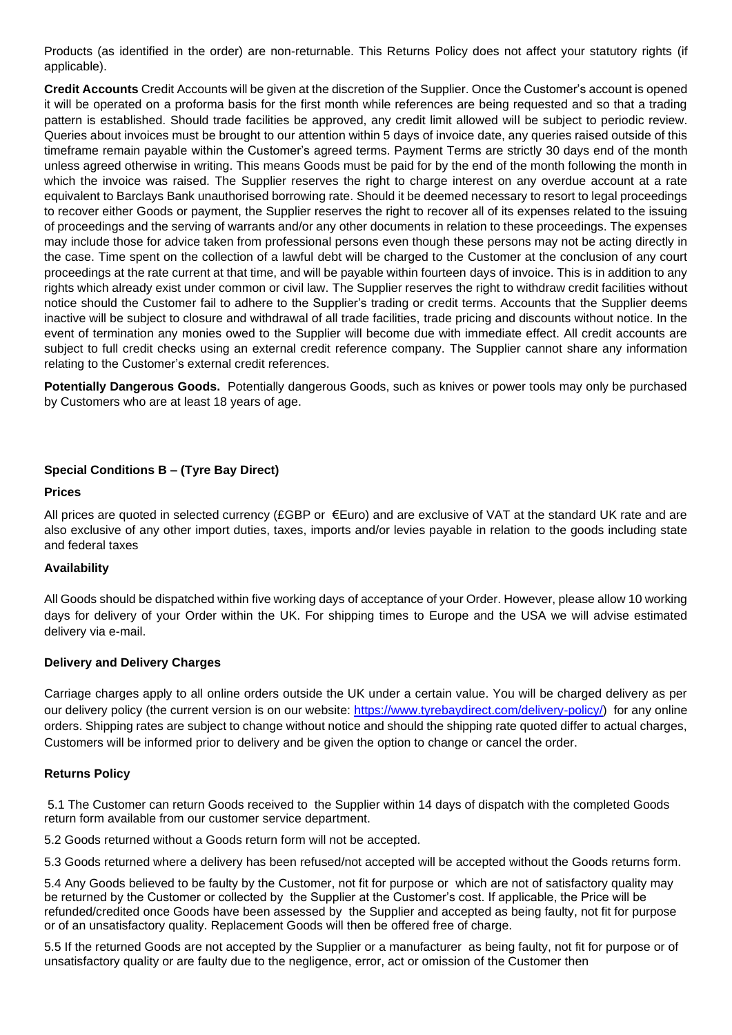Products (as identified in the order) are non-returnable. This Returns Policy does not affect your statutory rights (if applicable).

**Credit Accounts** Credit Accounts will be given at the discretion of the Supplier. Once the Customer's account is opened it will be operated on a proforma basis for the first month while references are being requested and so that a trading pattern is established. Should trade facilities be approved, any credit limit allowed will be subject to periodic review. Queries about invoices must be brought to our attention within 5 days of invoice date, any queries raised outside of this timeframe remain payable within the Customer's agreed terms. Payment Terms are strictly 30 days end of the month unless agreed otherwise in writing. This means Goods must be paid for by the end of the month following the month in which the invoice was raised. The Supplier reserves the right to charge interest on any overdue account at a rate equivalent to Barclays Bank unauthorised borrowing rate. Should it be deemed necessary to resort to legal proceedings to recover either Goods or payment, the Supplier reserves the right to recover all of its expenses related to the issuing of proceedings and the serving of warrants and/or any other documents in relation to these proceedings. The expenses may include those for advice taken from professional persons even though these persons may not be acting directly in the case. Time spent on the collection of a lawful debt will be charged to the Customer at the conclusion of any court proceedings at the rate current at that time, and will be payable within fourteen days of invoice. This is in addition to any rights which already exist under common or civil law. The Supplier reserves the right to withdraw credit facilities without notice should the Customer fail to adhere to the Supplier's trading or credit terms. Accounts that the Supplier deems inactive will be subject to closure and withdrawal of all trade facilities, trade pricing and discounts without notice. In the event of termination any monies owed to the Supplier will become due with immediate effect. All credit accounts are subject to full credit checks using an external credit reference company. The Supplier cannot share any information relating to the Customer's external credit references.

**Potentially Dangerous Goods.** Potentially dangerous Goods, such as knives or power tools may only be purchased by Customers who are at least 18 years of age.

### Special Conditions B – (Tyre Bay Direct)

**Prices**

All prices are quoted in selected currency (£GBP or €Euro) and are exclusive of VAT at the standard UK rate and are also exclusive of any other import duties, taxes, imports and/or levies payable in relation to the goods including state and federal taxes

**Availability**

All Goods should be dispatched within five working days of acceptance of your Order. However, please allow 10 working days for delivery of your Order within the UK. For shipping times to Europe and the USA we will advise estimated delivery via e-mail.

**Delivery and Delivery Charges**

Carriage charges apply to all online orders outside the UK under a certain value. You will be charged delivery as per our delivery policy (the current version is on our website: [https://www.tyrebaydirect.com/delivery-policy/](https://www.tyrebaydirect.com/delivery-policy/)) for any online orders. Shipping rates are subject to change without notice and should the shipping rate quoted differ to actual charges, Customers will be informed prior to delivery and be given the option to change or cancel the order.

**Returns Policy**

5.1 The Customer can return Goods received to the Supplier within 14 days of dispatch with the completed Goods return form available from our customer service department.

5.2 Goods returned without a Goods return form will not be accepted.

5.3 Goods returned where a delivery has been refused/not accepted will be accepted without the Goods returns form.

5.4 Any Goods believed to be faulty by the Customer, not fit for purpose or which are not of satisfactory quality may be returned by the Customer or collected by the Supplier at the Customer's cost. If applicable, the Price will be refunded/credited once Goods have been assessed by the Supplier and accepted as being faulty, not fit for purpose or of an unsatisfactory quality. Replacement Goods will then be offered free of charge.

5.5 If the returned Goods are not accepted by the Supplier or a manufacturer as being faulty, not fit for purpose or of unsatisfactory quality or are faulty due to the negligence, error, act or omission of the Customer then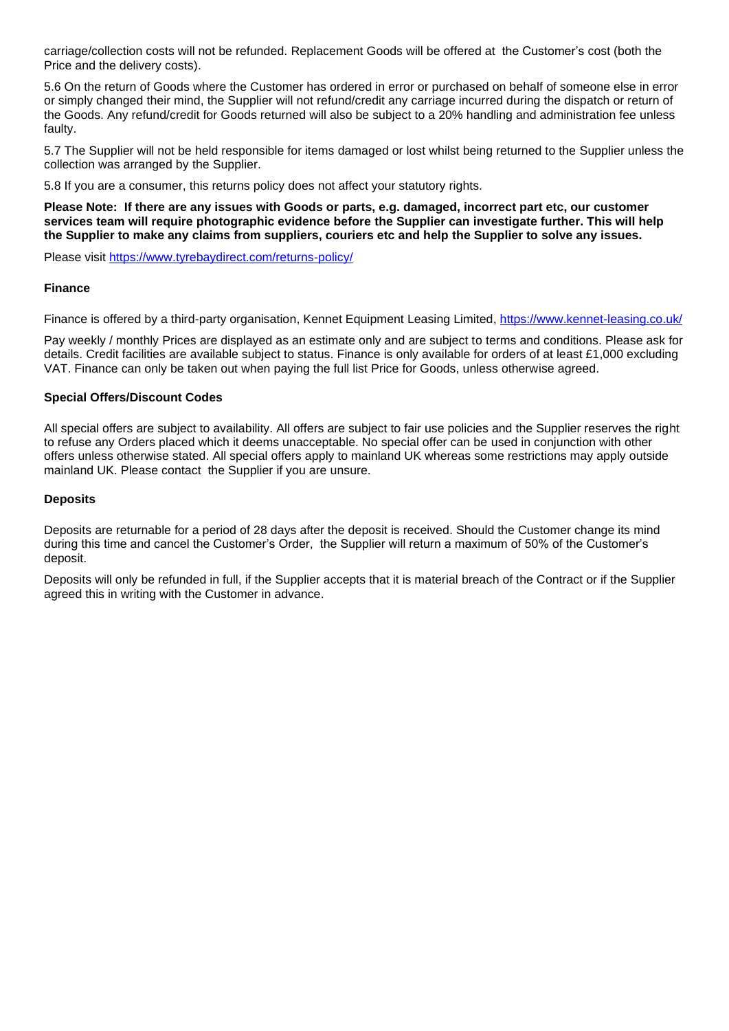carriage/collection costs will not be refunded. Replacement Goods will be offered at the Customer's cost (both the Price and the delivery costs).

5.6 On the return of Goods where the Customer has ordered in error or purchased on behalf of someone else in error or simply changed their mind, the Supplier will not refund/credit any carriage incurred during the dispatch or return of the Goods. Any refund/credit for Goods returned will also be subject to a 20% handling and administration fee unless faulty.

5.7 The Supplier will not be held responsible for items damaged or lost whilst being returned to the Supplier unless the collection was arranged by the Supplier.

5.8 If you are a consumer, this returns policy does not affect your statutory rights.

**Please Note: If there are any issues with Goods or parts, e.g. damaged, incorrect part etc, our customer services team will require photographic evidence before the Supplier can investigate further. This will help the Supplier to make any claims from suppliers, couriers etc and help the Supplier to solve any issues.**

Please visit https://www.tyrebaydirect.com/returns-policy/

**Finance**

Finance is offered by a third-party organisation, Kennet Equipment Leasing Limited, https://www.kennet-leasing.co.uk/

Pay weekly / monthly Prices are displayed as an estimate only and are subject to terms and conditions. Please ask for details. Credit facilities are available subject to status. Finance is only available for orders of at least £1,000 excluding VAT. Finance can only be taken out when paying the full list Price for Goods, unless otherwise agreed.

**Special Offers/Discount Codes**

All special offers are subject to availability. All offers are subject to fair use policies and the Supplier reserves the right to refuse any Orders placed which it deems unacceptable. No special offer can be used in conjunction with other offers unless otherwise stated. All special offers apply to mainland UK whereas some restrictions may apply outside mainland UK. Please contact the Supplier if you are unsure.

**Deposits**

Deposits are returnable for a period of 28 days after the deposit is received. Should the Customer change its mind during this time and cancel the Customer's Order, the Supplier will return a maximum of 50% of the Customer's deposit.

Deposits will only be refunded in full, if the Supplier accepts that it is material breach of the Contract or if the Supplier agreed this in writing with the Customer in advance.